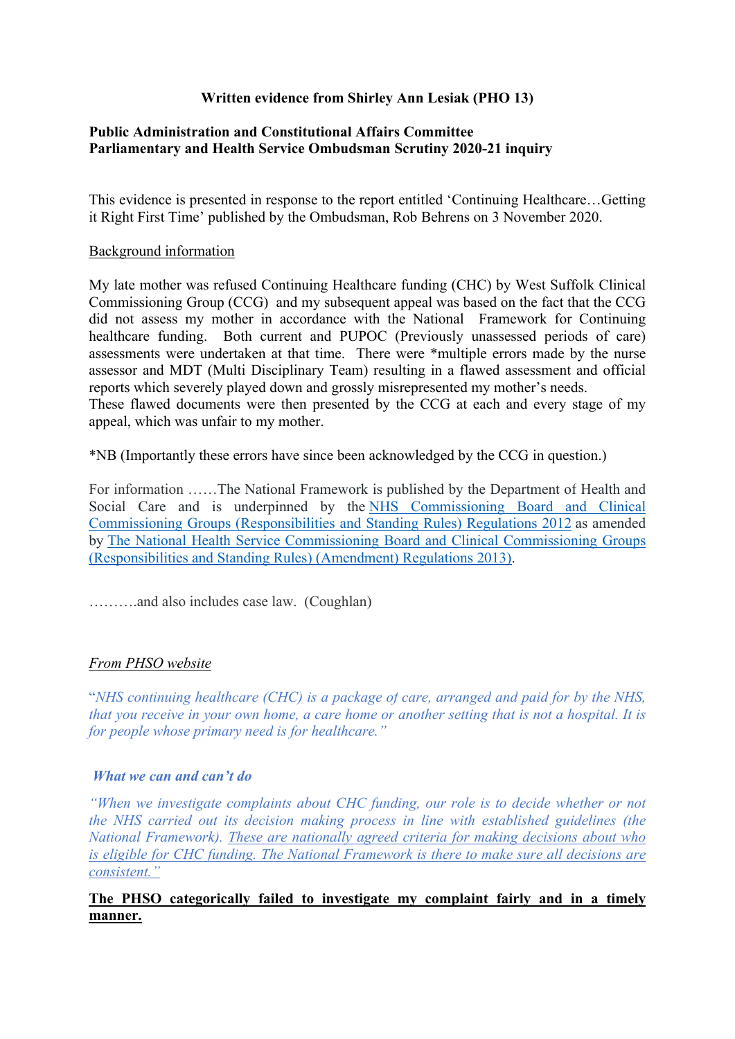**Written evidence from Shirley Ann Lesiak (PHO 13)**

**Public Administration and Constitutional Affairs Committee**
**Parliamentary and Health Service Ombudsman Scrutiny 2020-21 inquiry**

This evidence is presented in response to the report entitled 'Continuing Healthcare…Getting it Right First Time' published by the Ombudsman, Rob Behrens on 3 November 2020.

<u>Background information</u>

My late mother was refused Continuing Healthcare funding (CHC) by West Suffolk Clinical Commissioning Group (CCG) and my subsequent appeal was based on the fact that the CCG did not assess my mother in accordance with the National Framework for Continuing healthcare funding. Both current and PUPOC (Previously unassessed periods of care) assessments were undertaken at that time. There were *multiple errors made by the nurse assessor and MDT (Multi Disciplinary Team) resulting in a flawed assessment and official reports which severely played down and grossly misrepresented my mother's needs.
These flawed documents were then presented by the CCG at each and every stage of my appeal, which was unfair to my mother.

*NB (Importantly these errors have since been acknowledged by the CCG in question.)

For information ……The National Framework is published by the Department of Health and Social Care and is underpinned by the <u>NHS Commissioning Board and Clinical Commissioning Groups (Responsibilities and Standing Rules) Regulations 2012</u> as amended by <u>The National Health Service Commissioning Board and Clinical Commissioning Groups (Responsibilities and Standing Rules) (Amendment) Regulations 2013)</u>.

……….and also includes case law. (Coughlan)

*<u>From PHSO website</u>*

*"NHS continuing healthcare (CHC) is a package of care, arranged and paid for by the NHS, that you receive in your own home, a care home or another setting that is not a hospital. It is for people whose primary need is for healthcare."*

***What we can and can't do***

*"When we investigate complaints about CHC funding, our role is to decide whether or not the NHS carried out its decision making process in line with established guidelines (the National Framework). <u>These are nationally agreed criteria for making decisions about who is eligible for CHC funding. The National Framework is there to make sure all decisions are consistent."</u>*

**<u>The PHSO categorically failed to investigate my complaint fairly and in a timely manner.</u>**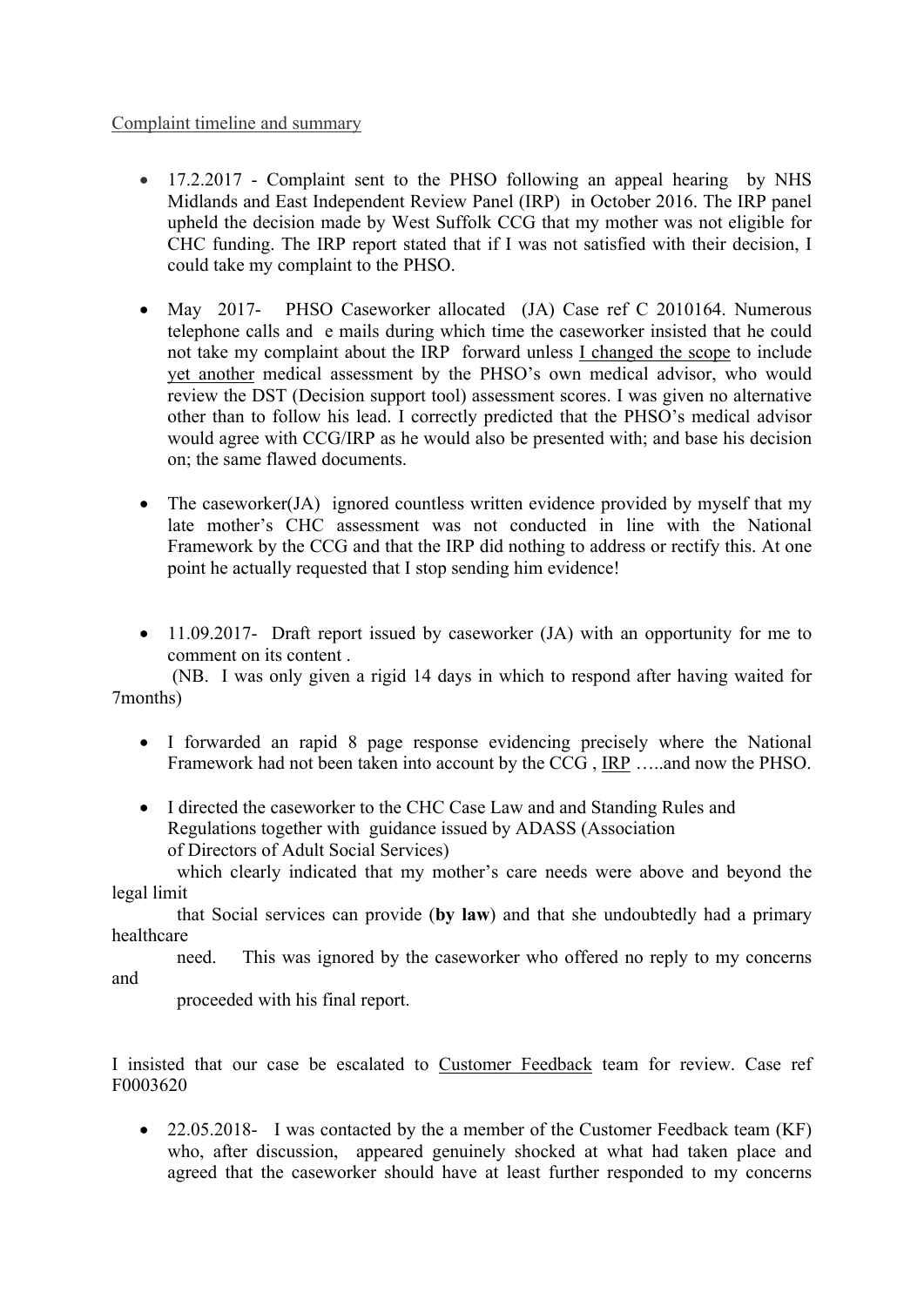Complaint timeline and summary

- 17.2.2017 - Complaint sent to the PHSO following an appeal hearing by NHS Midlands and East Independent Review Panel (IRP) in October 2016. The IRP panel upheld the decision made by West Suffolk CCG that my mother was not eligible for CHC funding. The IRP report stated that if I was not satisfied with their decision, I could take my complaint to the PHSO.

- May 2017- PHSO Caseworker allocated (JA) Case ref C 2010164. Numerous telephone calls and e mails during which time the caseworker insisted that he could not take my complaint about the IRP forward unless I changed the scope to include yet another medical assessment by the PHSO's own medical advisor, who would review the DST (Decision support tool) assessment scores. I was given no alternative other than to follow his lead. I correctly predicted that the PHSO's medical advisor would agree with CCG/IRP as he would also be presented with; and base his decision on; the same flawed documents.

- The caseworker(JA) ignored countless written evidence provided by myself that my late mother's CHC assessment was not conducted in line with the National Framework by the CCG and that the IRP did nothing to address or rectify this. At one point he actually requested that I stop sending him evidence!

- 11.09.2017- Draft report issued by caseworker (JA) with an opportunity for me to comment on its content .

(NB. I was only given a rigid 14 days in which to respond after having waited for 7months)

- I forwarded an rapid 8 page response evidencing precisely where the National Framework had not been taken into account by the CCG , IRP …..and now the PHSO.

- I directed the caseworker to the CHC Case Law and and Standing Rules and Regulations together with guidance issued by ADASS (Association of Directors of Adult Social Services)

which clearly indicated that my mother's care needs were above and beyond the legal limit that Social services can provide (**by law**) and that she undoubtedly had a primary healthcare need. This was ignored by the caseworker who offered no reply to my concerns and proceeded with his final report.

I insisted that our case be escalated to Customer Feedback team for review. Case ref F0003620

- 22.05.2018- I was contacted by the a member of the Customer Feedback team (KF) who, after discussion, appeared genuinely shocked at what had taken place and agreed that the caseworker should have at least further responded to my concerns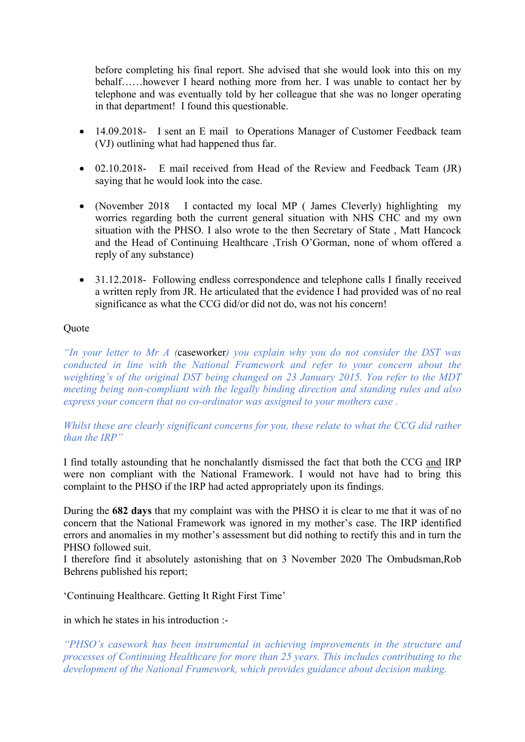before completing his final report. She advised that she would look into this on my behalf……however I heard nothing more from her. I was unable to contact her by telephone and was eventually told by her colleague that she was no longer operating in that department! I found this questionable.

- 14.09.2018- I sent an E mail to Operations Manager of Customer Feedback team (VJ) outlining what had happened thus far.
- 02.10.2018- E mail received from Head of the Review and Feedback Team (JR) saying that he would look into the case.
- (November 2018 I contacted my local MP ( James Cleverly) highlighting my worries regarding both the current general situation with NHS CHC and my own situation with the PHSO. I also wrote to the then Secretary of State , Matt Hancock and the Head of Continuing Healthcare ,Trish O'Gorman, none of whom offered a reply of any substance)
- 31.12.2018- Following endless correspondence and telephone calls I finally received a written reply from JR. He articulated that the evidence I had provided was of no real significance as what the CCG did/or did not do, was not his concern!

Quote

*"In your letter to Mr A (*caseworker*) you explain why you do not consider the DST was conducted in line with the National Framework and refer to your concern about the weighting's of the original DST being changed on 23 January 2015. You refer to the MDT meeting being non-compliant with the legally binding direction and standing rules and also express your concern that no co-ordinator was assigned to your mothers case .*

*Whilst these are clearly significant concerns for you, these relate to what the CCG did rather than the IRP"*

I find totally astounding that he nonchalantly dismissed the fact that both the CCG and IRP were non compliant with the National Framework. I would not have had to bring this complaint to the PHSO if the IRP had acted appropriately upon its findings.

During the **682 days** that my complaint was with the PHSO it is clear to me that it was of no concern that the National Framework was ignored in my mother's case. The IRP identified errors and anomalies in my mother's assessment but did nothing to rectify this and in turn the PHSO followed suit.
I therefore find it absolutely astonishing that on 3 November 2020 The Ombudsman,Rob Behrens published his report;

'Continuing Healthcare. Getting It Right First Time'

in which he states in his introduction :-

*"PHSO's casework has been instrumental in achieving improvements in the structure and processes of Continuing Healthcare for more than 25 years. This includes contributing to the development of the National Framework, which provides guidance about decision making.*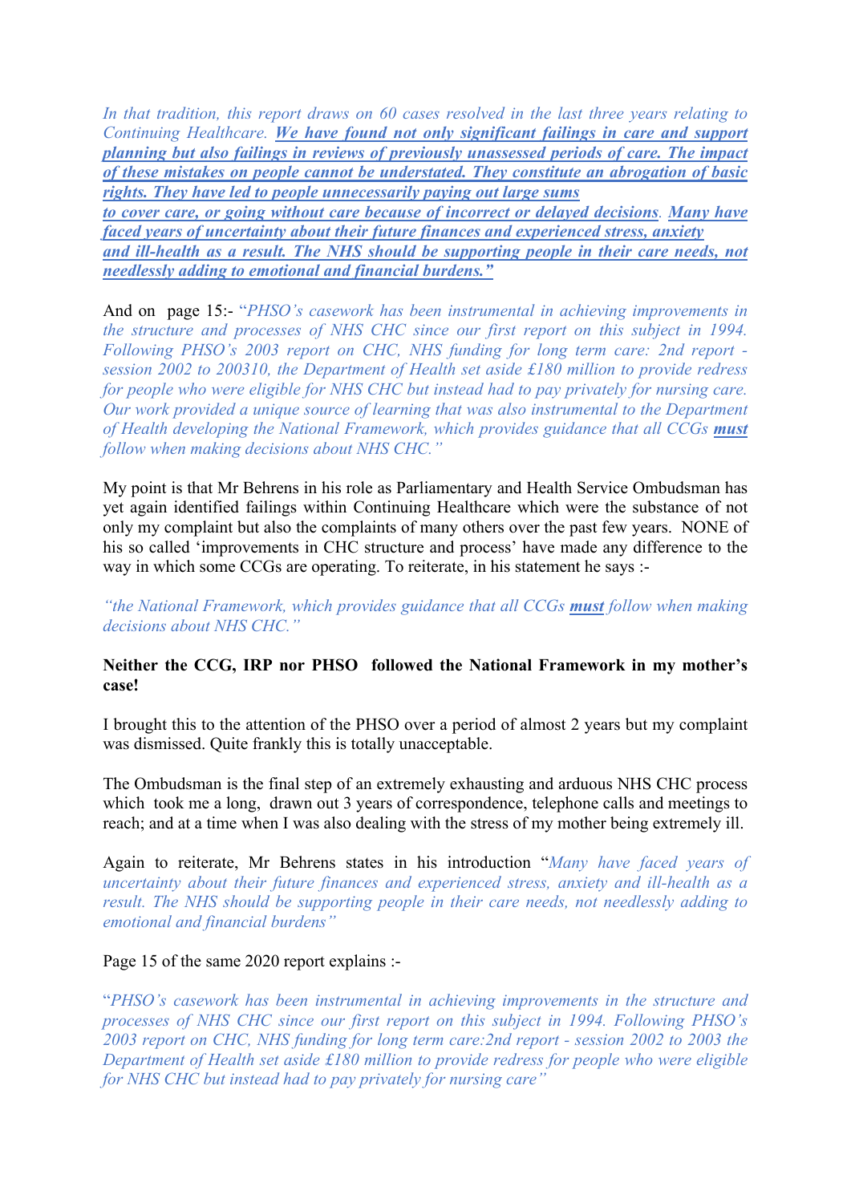*In that tradition, this report draws on 60 cases resolved in the last three years relating to Continuing Healthcare.* ***We have found not only significant failings in care and support planning but also failings in reviews of previously unassessed periods of care. The impact of these mistakes on people cannot be understated. They constitute an abrogation of basic rights. They have led to people unnecessarily paying out large sums to cover care, or going without care because of incorrect or delayed decisions****.* ***Many have faced years of uncertainty about their future finances and experienced stress, anxiety and ill-health as a result. The NHS should be supporting people in their care needs, not needlessly adding to emotional and financial burdens."***

And on page 15:- "*PHSO's casework has been instrumental in achieving improvements in the structure and processes of NHS CHC since our first report on this subject in 1994. Following PHSO's 2003 report on CHC, NHS funding for long term care: 2nd report - session 2002 to 200310, the Department of Health set aside £180 million to provide redress for people who were eligible for NHS CHC but instead had to pay privately for nursing care. Our work provided a unique source of learning that was also instrumental to the Department of Health developing the National Framework, which provides guidance that all CCGs* ***must*** *follow when making decisions about NHS CHC."*

My point is that Mr Behrens in his role as Parliamentary and Health Service Ombudsman has yet again identified failings within Continuing Healthcare which were the substance of not only my complaint but also the complaints of many others over the past few years. NONE of his so called 'improvements in CHC structure and process' have made any difference to the way in which some CCGs are operating. To reiterate, in his statement he says :-

*"the National Framework, which provides guidance that all CCGs* ***must*** *follow when making decisions about NHS CHC."*

**Neither the CCG, IRP nor PHSO followed the National Framework in my mother's case!**

I brought this to the attention of the PHSO over a period of almost 2 years but my complaint was dismissed. Quite frankly this is totally unacceptable.

The Ombudsman is the final step of an extremely exhausting and arduous NHS CHC process which took me a long, drawn out 3 years of correspondence, telephone calls and meetings to reach; and at a time when I was also dealing with the stress of my mother being extremely ill.

Again to reiterate, Mr Behrens states in his introduction "*Many have faced years of uncertainty about their future finances and experienced stress, anxiety and ill-health as a result. The NHS should be supporting people in their care needs, not needlessly adding to emotional and financial burdens"*

Page 15 of the same 2020 report explains :-

"*PHSO's casework has been instrumental in achieving improvements in the structure and processes of NHS CHC since our first report on this subject in 1994. Following PHSO's 2003 report on CHC, NHS funding for long term care:2nd report - session 2002 to 2003 the Department of Health set aside £180 million to provide redress for people who were eligible for NHS CHC but instead had to pay privately for nursing care"*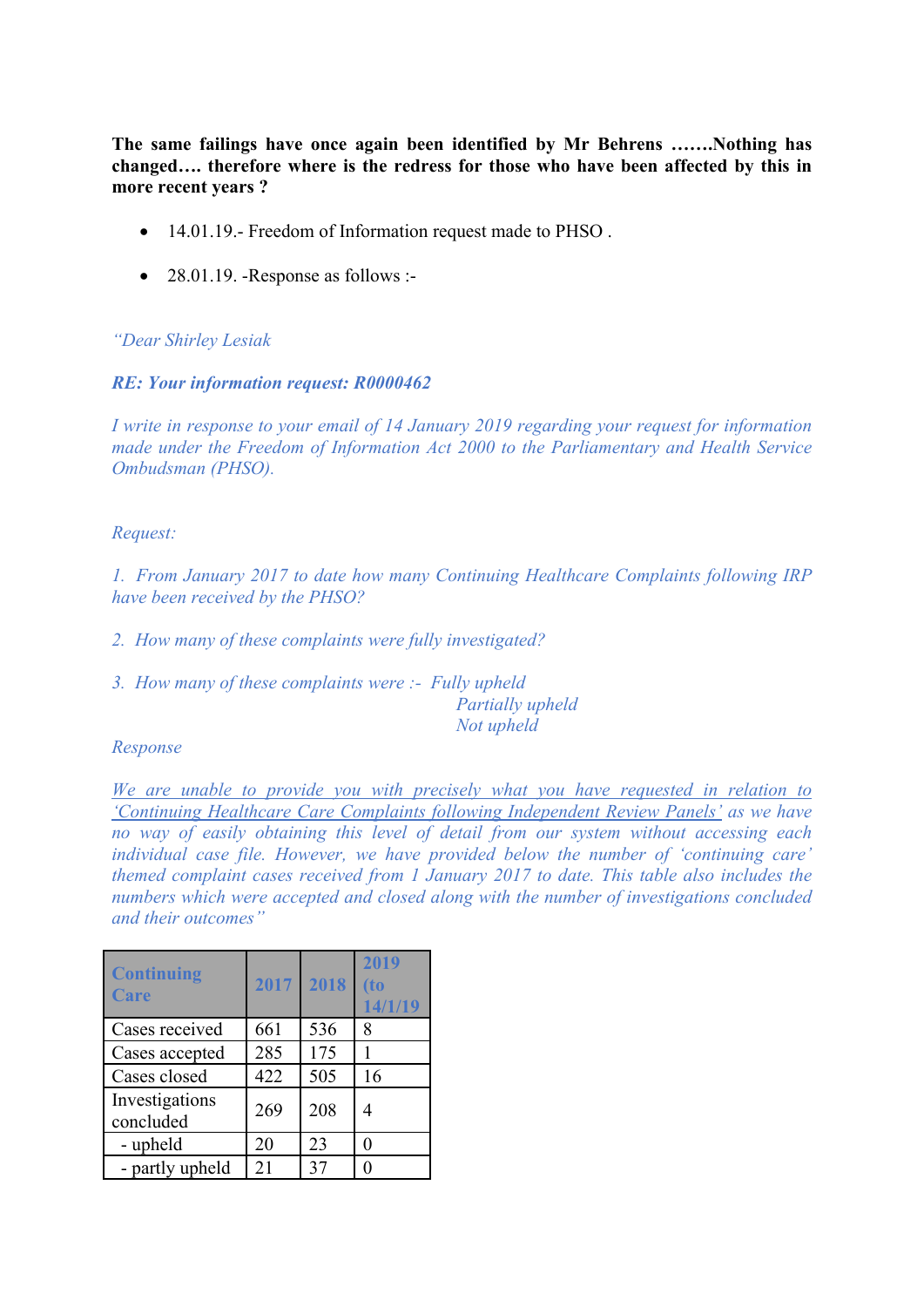**The same failings have once again been identified by Mr Behrens …….Nothing has changed…. therefore where is the redress for those who have been affected by this in more recent years ?**

- 14.01.19.- Freedom of Information request made to PHSO .
- 28.01.19. -Response as follows :-

*"Dear Shirley Lesiak*

***RE: Your information request: R0000462***

*I write in response to your email of 14 January 2019 regarding your request for information made under the Freedom of Information Act 2000 to the Parliamentary and Health Service Ombudsman (PHSO).*

*Request:*

*1. From January 2017 to date how many Continuing Healthcare Complaints following IRP have been received by the PHSO?*

*2. How many of these complaints were fully investigated?*

*3. How many of these complaints were :- Fully upheld*
*Partially upheld*
*Not upheld*

*Response*

*We are unable to provide you with precisely what you have requested in relation to 'Continuing Healthcare Care Complaints following Independent Review Panels' as we have no way of easily obtaining this level of detail from our system without accessing each individual case file. However, we have provided below the number of 'continuing care' themed complaint cases received from 1 January 2017 to date. This table also includes the numbers which were accepted and closed along with the number of investigations concluded and their outcomes"*

| Continuing Care | 2017 | 2018 | 2019 (to 14/1/19 |
|---|---|---|---|
| Cases received | 661 | 536 | 8 |
| Cases accepted | 285 | 175 | 1 |
| Cases closed | 422 | 505 | 16 |
| Investigations concluded | 269 | 208 | 4 |
| - upheld | 20 | 23 | 0 |
| - partly upheld | 21 | 37 | 0 |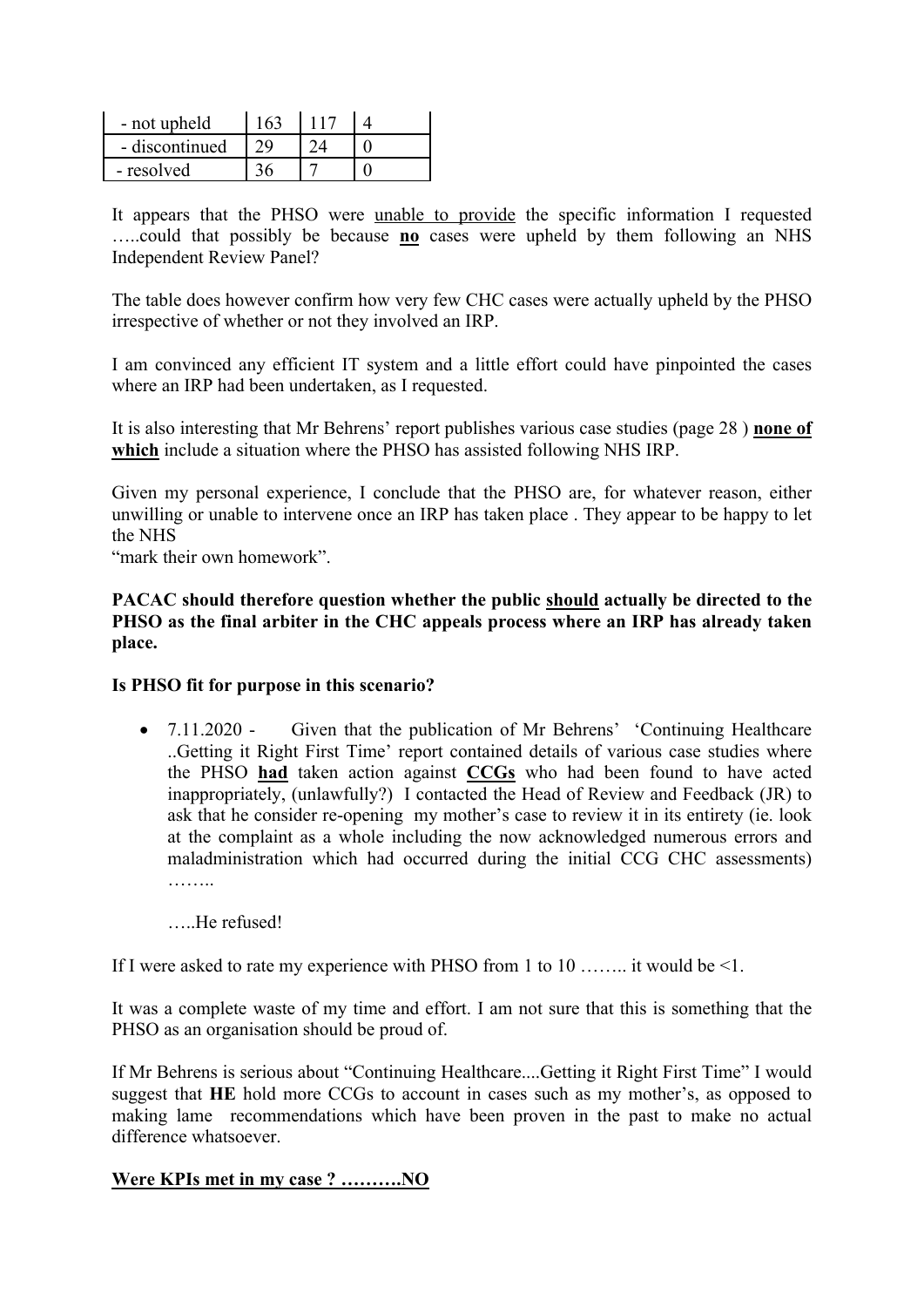| - not upheld | 163 | 117 | 4 |
|---|---|---|---|
| - discontinued | 29 | 24 | 0 |
| - resolved | 36 | 7 | 0 |

It appears that the PHSO were unable to provide the specific information I requested …..could that possibly be because **no** cases were upheld by them following an NHS Independent Review Panel?

The table does however confirm how very few CHC cases were actually upheld by the PHSO irrespective of whether or not they involved an IRP.

I am convinced any efficient IT system and a little effort could have pinpointed the cases where an IRP had been undertaken, as I requested.

It is also interesting that Mr Behrens' report publishes various case studies (page 28 ) **none of which** include a situation where the PHSO has assisted following NHS IRP.

Given my personal experience, I conclude that the PHSO are, for whatever reason, either unwilling or unable to intervene once an IRP has taken place . They appear to be happy to let the NHS
"mark their own homework".

**PACAC should therefore question whether the public should actually be directed to the PHSO as the final arbiter in the CHC appeals process where an IRP has already taken place.**

**Is PHSO fit for purpose in this scenario?**

- 7.11.2020 - Given that the publication of Mr Behrens' 'Continuing Healthcare ..Getting it Right First Time' report contained details of various case studies where the PHSO **had** taken action against **CCGs** who had been found to have acted inappropriately, (unlawfully?) I contacted the Head of Review and Feedback (JR) to ask that he consider re-opening my mother's case to review it in its entirety (ie. look at the complaint as a whole including the now acknowledged numerous errors and maladministration which had occurred during the initial CCG CHC assessments) ……..

  …..He refused!

If I were asked to rate my experience with PHSO from 1 to 10 …….. it would be <1.

It was a complete waste of my time and effort. I am not sure that this is something that the PHSO as an organisation should be proud of.

If Mr Behrens is serious about "Continuing Healthcare....Getting it Right First Time" I would suggest that **HE** hold more CCGs to account in cases such as my mother's, as opposed to making lame recommendations which have been proven in the past to make no actual difference whatsoever.

**Were KPIs met in my case ? ……….NO**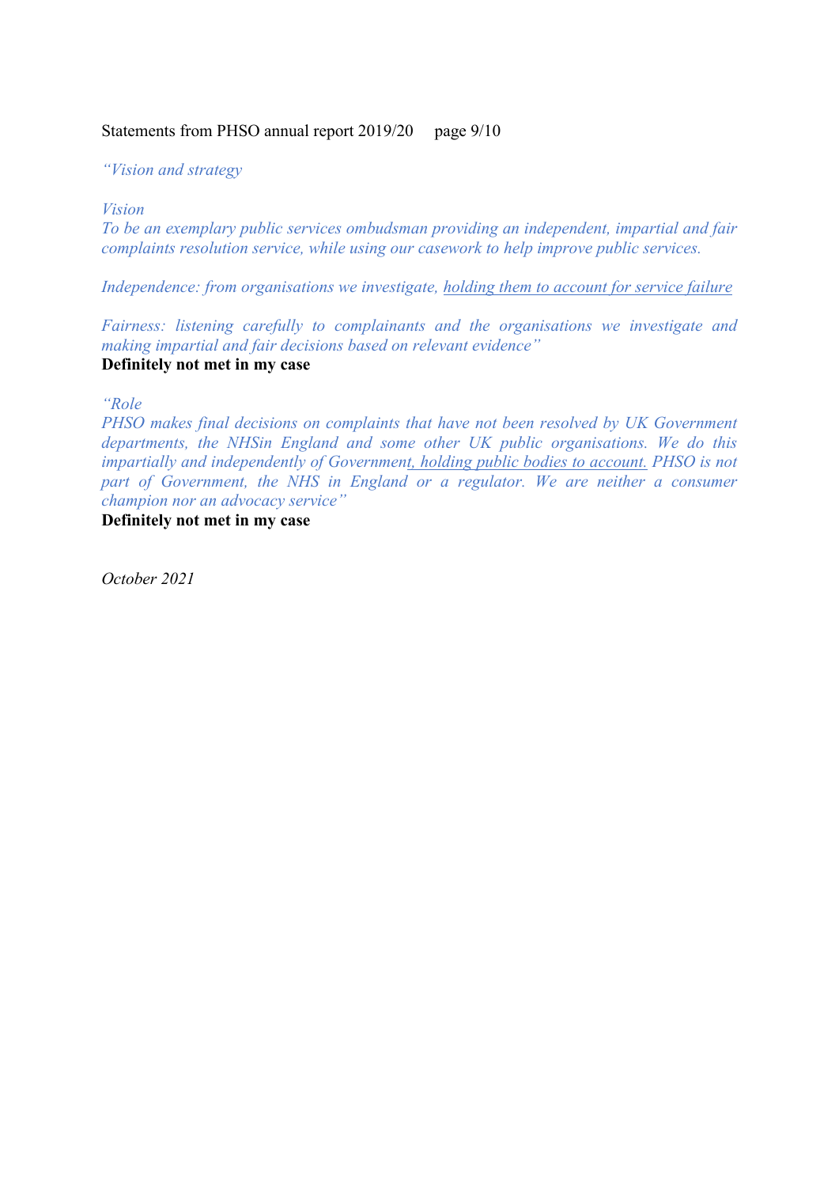Statements from PHSO annual report 2019/20 page 9/10

*“Vision and strategy*

*Vision*
*To be an exemplary public services ombudsman providing an independent, impartial and fair complaints resolution service, while using our casework to help improve public services.*

*Independence: from organisations we investigate, <u>holding them to account for service failure</u>*

*Fairness: listening carefully to complainants and the organisations we investigate and making impartial and fair decisions based on relevant evidence”*
**Definitely not met in my case**

*“Role*
*PHSO makes final decisions on complaints that have not been resolved by UK Government departments, the NHSin England and some other UK public organisations. We do this impartially and independently of Governmen<u>t, holding public bodies to account.</u> PHSO is not part of Government, the NHS in England or a regulator. We are neither a consumer champion nor an advocacy service”*
**Definitely not met in my case**

*October 2021*